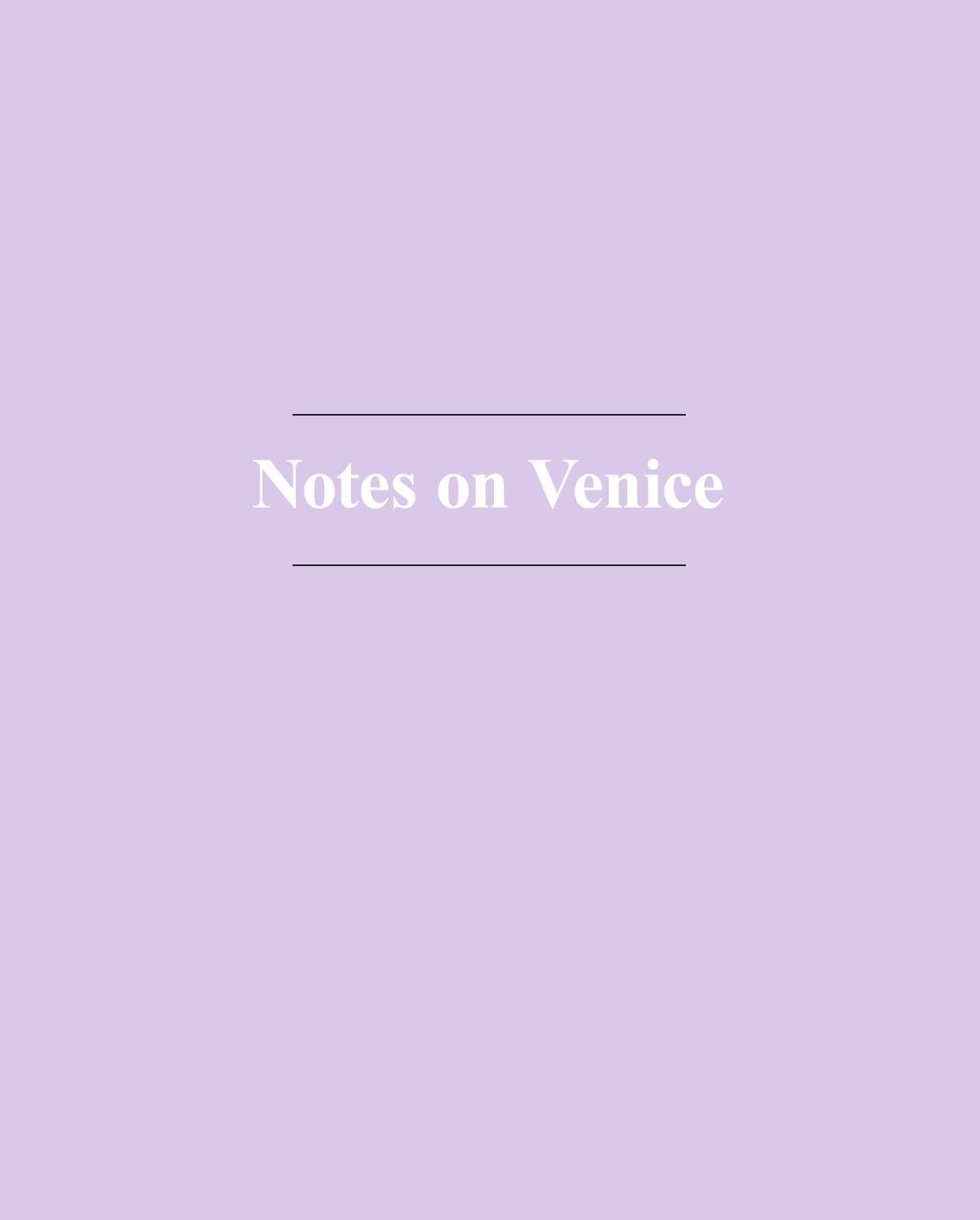# Notes on Venice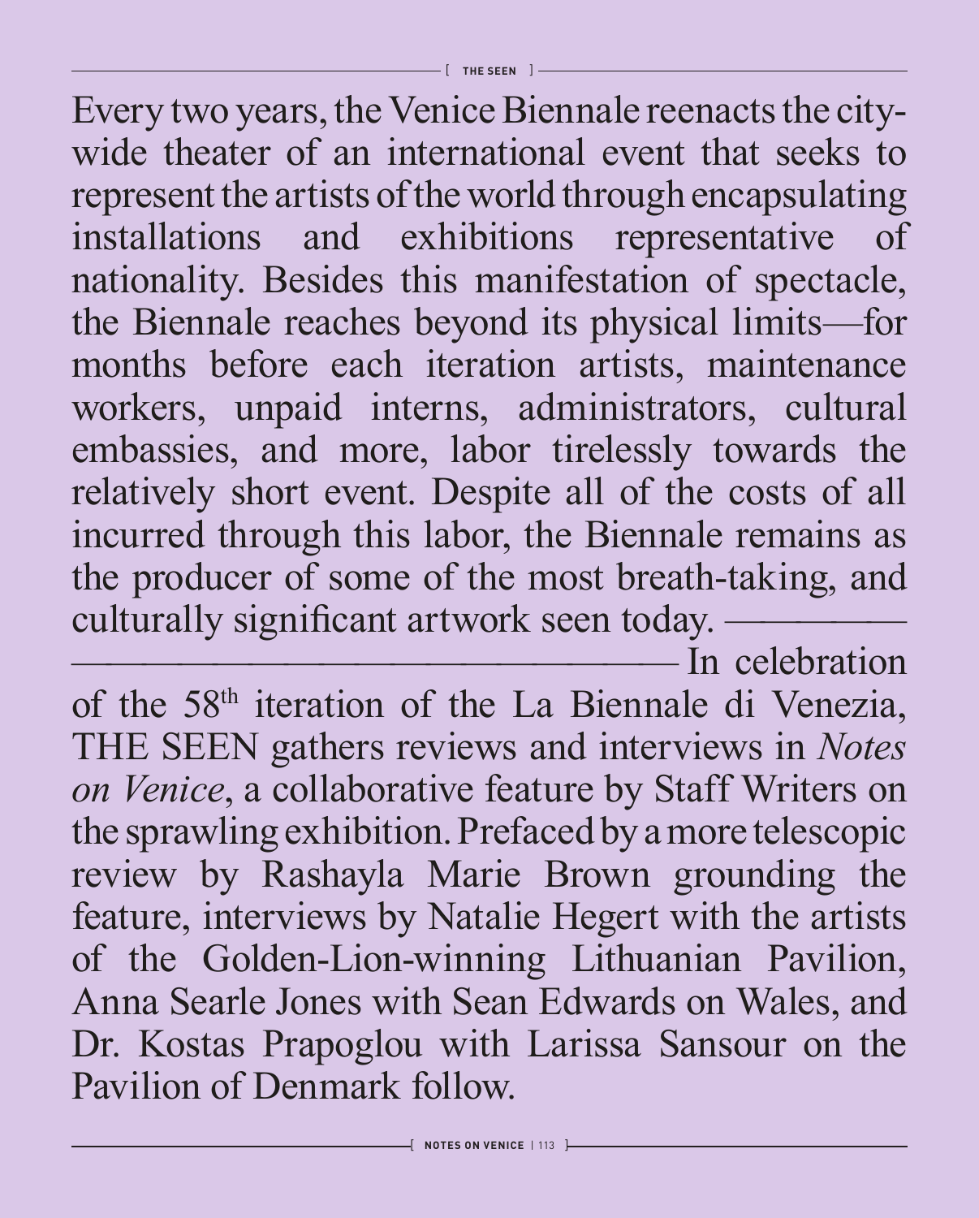Every two years, the Venice Biennale reenacts the city-wide theater of an international event that seeks to represent the artists of the world through encapsulating installations and exhibitions representative of nationality. Besides this manifestation of spectacle, the Biennale reaches beyond its physical limits—for months before each iteration artists, maintenance workers, unpaid interns, administrators, cultural embassies, and more, labor tirelessly towards the relatively short event. Despite all of the costs of all incurred through this labor, the Biennale remains as the producer of some of the most breath-taking, and culturally significant artwork seen today. ————————————————————————— In celebration of the 58th iteration of the La Biennale di Venezia, THE SEEN gathers reviews and interviews in *Notes on Venice*, a collaborative feature by Staff Writers on the sprawling exhibition. Prefaced by a more telescopic review by Rashayla Marie Brown grounding the feature, interviews by Natalie Hegert with the artists of the Golden-Lion-winning Lithuanian Pavilion, Anna Searle Jones with Sean Edwards on Wales, and Dr. Kostas Prapoglou with Larissa Sansour on the Pavilion of Denmark follow.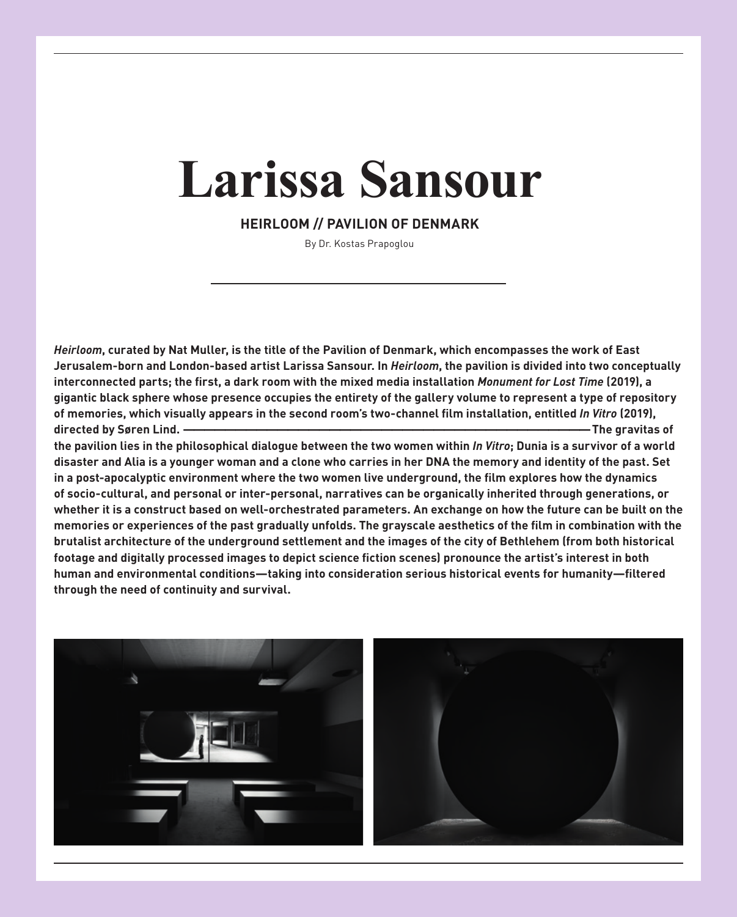# Larissa Sansour

**HEIRLOOM // PAVILION OF DENMARK**

By Dr. Kostas Prapoglou

***Heirloom*, curated by Nat Muller, is the title of the Pavilion of Denmark, which encompasses the work of East Jerusalem-born and London-based artist Larissa Sansour. In *Heirloom*, the pavilion is divided into two conceptually interconnected parts; the first, a dark room with the mixed media installation *Monument for Lost Time* (2019), a gigantic black sphere whose presence occupies the entirety of the gallery volume to represent a type of repository of memories, which visually appears in the second room's two-channel film installation, entitled *In Vitro* (2019), directed by Søren Lind. ——— The gravitas of the pavilion lies in the philosophical dialogue between the two women within *In Vitro*; Dunia is a survivor of a world disaster and Alia is a younger woman and a clone who carries in her DNA the memory and identity of the past. Set in a post-apocalyptic environment where the two women live underground, the film explores how the dynamics of socio-cultural, and personal or inter-personal, narratives can be organically inherited through generations, or whether it is a construct based on well-orchestrated parameters. An exchange on how the future can be built on the memories or experiences of the past gradually unfolds. The grayscale aesthetics of the film in combination with the brutalist architecture of the underground settlement and the images of the city of Bethlehem (from both historical footage and digitally processed images to depict science fiction scenes) pronounce the artist's interest in both human and environmental conditions—taking into consideration serious historical events for humanity—filtered through the need of continuity and survival.**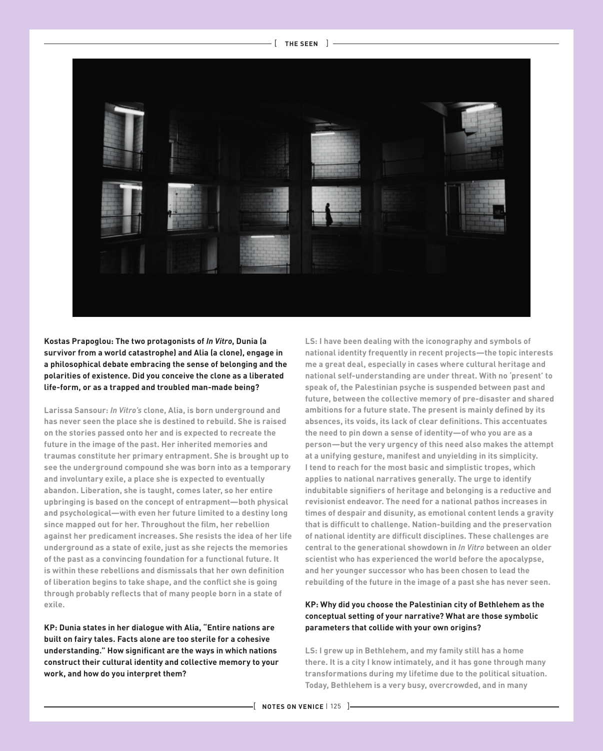**Kostas Prapoglou: The two protagonists of *In Vitro*, Dunia (a survivor from a world catastrophe) and Alia (a clone), engage in a philosophical debate embracing the sense of belonging and the polarities of existence. Did you conceive the clone as a liberated life-form, or as a trapped and troubled man-made being?**

Larissa Sansour: *In Vitro's* clone, Alia, is born underground and has never seen the place she is destined to rebuild. She is raised on the stories passed onto her and is expected to recreate the future in the image of the past. Her inherited memories and traumas constitute her primary entrapment. She is brought up to see the underground compound she was born into as a temporary and involuntary exile, a place she is expected to eventually abandon. Liberation, she is taught, comes later, so her entire upbringing is based on the concept of entrapment—both physical and psychological—with even her future limited to a destiny long since mapped out for her. Throughout the film, her rebellion against her predicament increases. She resists the idea of her life underground as a state of exile, just as she rejects the memories of the past as a convincing foundation for a functional future. It is within these rebellions and dismissals that her own definition of liberation begins to take shape, and the conflict she is going through probably reflects that of many people born in a state of exile.

**KP: Dunia states in her dialogue with Alia, "Entire nations are built on fairy tales. Facts alone are too sterile for a cohesive understanding." How significant are the ways in which nations construct their cultural identity and collective memory to your work, and how do you interpret them?**

LS: I have been dealing with the iconography and symbols of national identity frequently in recent projects—the topic interests me a great deal, especially in cases where cultural heritage and national self-understanding are under threat. With no 'present' to speak of, the Palestinian psyche is suspended between past and future, between the collective memory of pre-disaster and shared ambitions for a future state. The present is mainly defined by its absences, its voids, its lack of clear definitions. This accentuates the need to pin down a sense of identity—of who you are as a person—but the very urgency of this need also makes the attempt at a unifying gesture, manifest and unyielding in its simplicity. I tend to reach for the most basic and simplistic tropes, which applies to national narratives generally. The urge to identify indubitable signifiers of heritage and belonging is a reductive and revisionist endeavor. The need for a national pathos increases in times of despair and disunity, as emotional content lends a gravity that is difficult to challenge. Nation-building and the preservation of national identity are difficult disciplines. These challenges are central to the generational showdown in *In Vitro* between an older scientist who has experienced the world before the apocalypse, and her younger successor who has been chosen to lead the rebuilding of the future in the image of a past she has never seen.

**KP: Why did you choose the Palestinian city of Bethlehem as the conceptual setting of your narrative? What are those symbolic parameters that collide with your own origins?**

LS: I grew up in Bethlehem, and my family still has a home there. It is a city I know intimately, and it has gone through many transformations during my lifetime due to the political situation. Today, Bethlehem is a very busy, overcrowded, and in many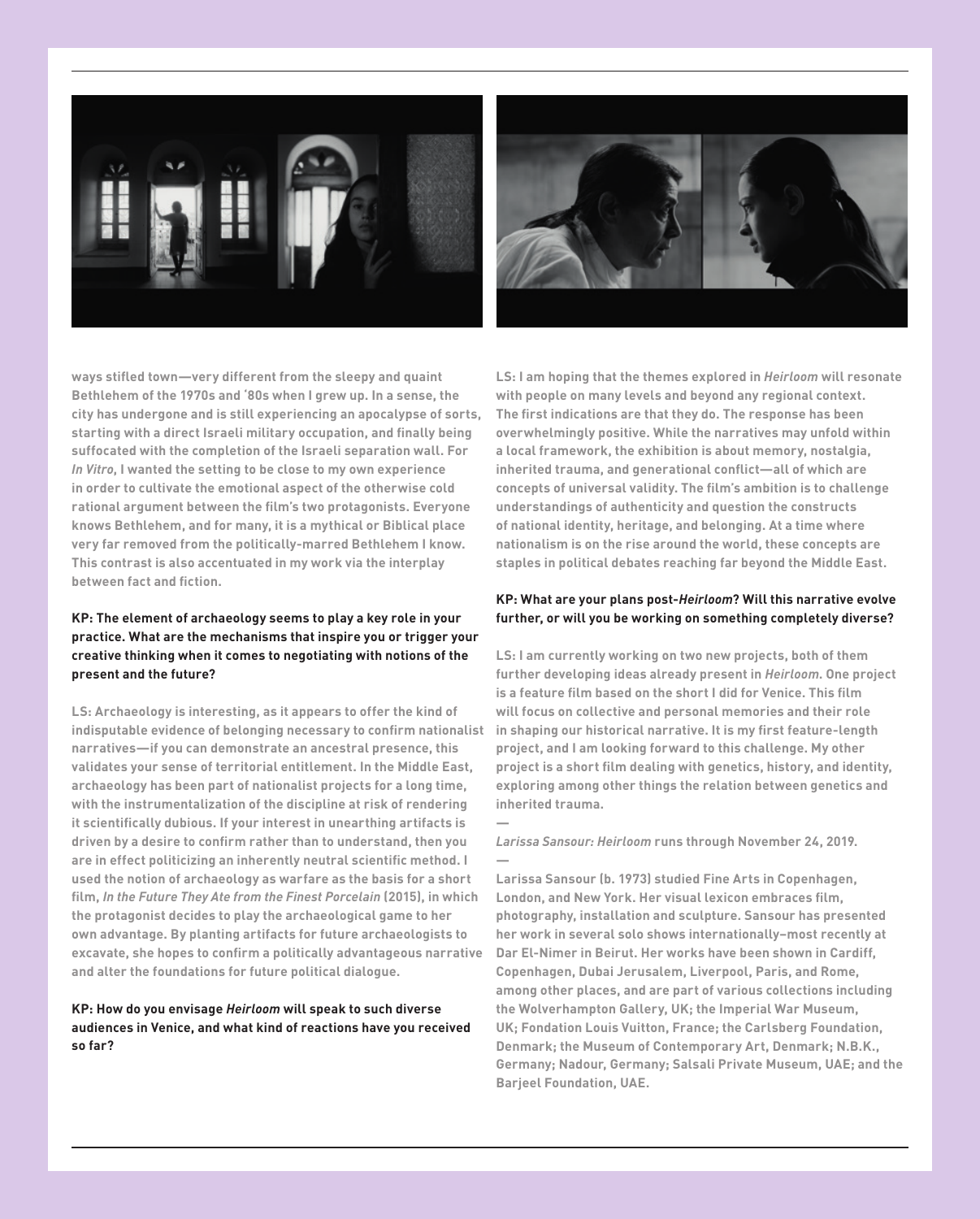ways stifled town—very different from the sleepy and quaint Bethlehem of the 1970s and '80s when I grew up. In a sense, the city has undergone and is still experiencing an apocalypse of sorts, starting with a direct Israeli military occupation, and finally being suffocated with the completion of the Israeli separation wall. For *In Vitro*, I wanted the setting to be close to my own experience in order to cultivate the emotional aspect of the otherwise cold rational argument between the film's two protagonists. Everyone knows Bethlehem, and for many, it is a mythical or Biblical place very far removed from the politically-marred Bethlehem I know. This contrast is also accentuated in my work via the interplay between fact and fiction.

**KP: The element of archaeology seems to play a key role in your practice. What are the mechanisms that inspire you or trigger your creative thinking when it comes to negotiating with notions of the present and the future?**

LS: Archaeology is interesting, as it appears to offer the kind of indisputable evidence of belonging necessary to confirm nationalist narratives—if you can demonstrate an ancestral presence, this validates your sense of territorial entitlement. In the Middle East, archaeology has been part of nationalist projects for a long time, with the instrumentalization of the discipline at risk of rendering it scientifically dubious. If your interest in unearthing artifacts is driven by a desire to confirm rather than to understand, then you are in effect politicizing an inherently neutral scientific method. I used the notion of archaeology as warfare as the basis for a short film, *In the Future They Ate from the Finest Porcelain* (2015), in which the protagonist decides to play the archaeological game to her own advantage. By planting artifacts for future archaeologists to excavate, she hopes to confirm a politically advantageous narrative and alter the foundations for future political dialogue.

**KP: How do you envisage *Heirloom* will speak to such diverse audiences in Venice, and what kind of reactions have you received so far?**

LS: I am hoping that the themes explored in *Heirloom* will resonate with people on many levels and beyond any regional context. The first indications are that they do. The response has been overwhelmingly positive. While the narratives may unfold within a local framework, the exhibition is about memory, nostalgia, inherited trauma, and generational conflict—all of which are concepts of universal validity. The film's ambition is to challenge understandings of authenticity and question the constructs of national identity, heritage, and belonging. At a time where nationalism is on the rise around the world, these concepts are staples in political debates reaching far beyond the Middle East.

**KP: What are your plans post-*Heirloom*? Will this narrative evolve further, or will you be working on something completely diverse?**

LS: I am currently working on two new projects, both of them further developing ideas already present in *Heirloom*. One project is a feature film based on the short I did for Venice. This film will focus on collective and personal memories and their role in shaping our historical narrative. It is my first feature-length project, and I am looking forward to this challenge. My other project is a short film dealing with genetics, history, and identity, exploring among other things the relation between genetics and inherited trauma.

—

*Larissa Sansour: Heirloom* runs through November 24, 2019.

—

Larissa Sansour (b. 1973) studied Fine Arts in Copenhagen, London, and New York. Her visual lexicon embraces film, photography, installation and sculpture. Sansour has presented her work in several solo shows internationally–most recently at Dar El-Nimer in Beirut. Her works have been shown in Cardiff, Copenhagen, Dubai Jerusalem, Liverpool, Paris, and Rome, among other places, and are part of various collections including the Wolverhampton Gallery, UK; the Imperial War Museum, UK; Fondation Louis Vuitton, France; the Carlsberg Foundation, Denmark; the Museum of Contemporary Art, Denmark; N.B.K., Germany; Nadour, Germany; Salsali Private Museum, UAE; and the Barjeel Foundation, UAE.